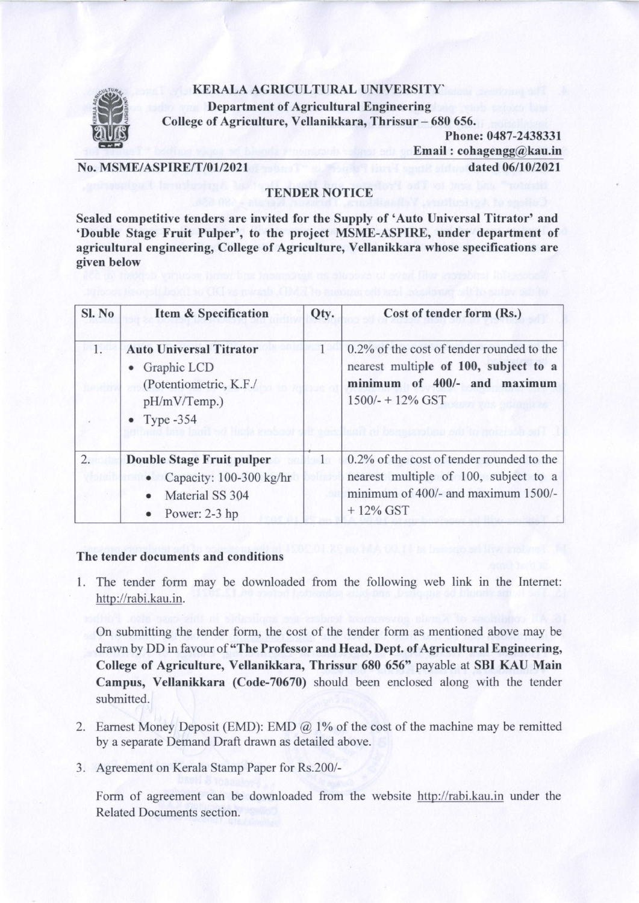# KERALA AGRICULTURAL UNIVERSITY`

**Department of Agricultural Engineering**

**College of Agriculture, Vellanikkara, Thrissur – 680 656.**

**Phone: 0487-2438331**

**Email : cohagengg@kau.in**

**No. MSME/ASPIRE/T/01/2021** **dated 06/10/2021**

## TENDER NOTICE

**Sealed competitive tenders are invited for the Supply of 'Auto Universal Titrator' and 'Double Stage Fruit Pulper', to the project MSME-ASPIRE, under department of agricultural engineering, College of Agriculture, Vellanikkara whose specifications are given below**

| Sl. No | Item & Specification | Qty. | Cost of tender form (Rs.) |
|---|---|---|---|
| 1. | **Auto Universal Titrator**<br>• Graphic LCD (Potentiometric, K.F./ pH/mV/Temp.)<br>• Type -354 | 1 | 0.2% of the cost of tender rounded to the nearest multiple **of 100, subject to a minimum of 400/- and maximum** 1500/- + 12% GST |
| 2. | **Double Stage Fruit pulper**<br>• Capacity: 100-300 kg/hr<br>• Material SS 304<br>• Power: 2-3 hp | 1 | 0.2% of the cost of tender rounded to the nearest multiple of 100, subject to a minimum of 400/- and maximum 1500/- + 12% GST |

### The tender documents and conditions

1. The tender form may be downloaded from the following web link in the Internet: http://rabi.kau.in.

   On submitting the tender form, the cost of the tender form as mentioned above may be drawn by DD in favour of **"The Professor and Head, Dept. of Agricultural Engineering, College of Agriculture, Vellanikkara, Thrissur 680 656"** payable at **SBI KAU Main Campus, Vellanikkara (Code-70670)** should been enclosed along with the tender submitted.

2. Earnest Money Deposit (EMD): EMD @ 1% of the cost of the machine may be remitted by a separate Demand Draft drawn as detailed above.

3. Agreement on Kerala Stamp Paper for Rs.200/-

   Form of agreement can be downloaded from the website http://rabi.kau.in under the Related Documents section.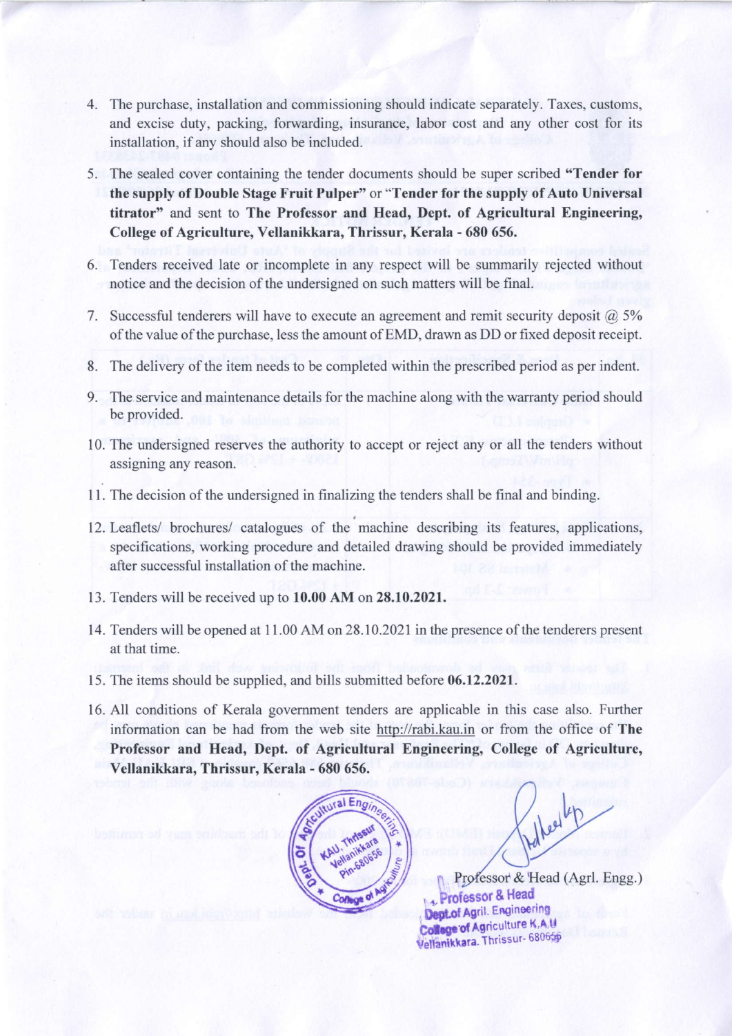4. The purchase, installation and commissioning should indicate separately. Taxes, customs, and excise duty, packing, forwarding, insurance, labor cost and any other cost for its installation, if any should also be included.

5. The sealed cover containing the tender documents should be super scribed **"Tender for the supply of Double Stage Fruit Pulper"** or **"Tender for the supply of Auto Universal titrator"** and sent to **The Professor and Head, Dept. of Agricultural Engineering, College of Agriculture, Vellanikkara, Thrissur, Kerala - 680 656.**

6. Tenders received late or incomplete in any respect will be summarily rejected without notice and the decision of the undersigned on such matters will be final.

7. Successful tenderers will have to execute an agreement and remit security deposit @ 5% of the value of the purchase, less the amount of EMD, drawn as DD or fixed deposit receipt.

8. The delivery of the item needs to be completed within the prescribed period as per indent.

9. The service and maintenance details for the machine along with the warranty period should be provided.

10. The undersigned reserves the authority to accept or reject any or all the tenders without assigning any reason.

11. The decision of the undersigned in finalizing the tenders shall be final and binding.

12. Leaflets/ brochures/ catalogues of the machine describing its features, applications, specifications, working procedure and detailed drawing should be provided immediately after successful installation of the machine.

13. Tenders will be received up to **10.00 AM** on **28.10.2021.**

14. Tenders will be opened at 11.00 AM on 28.10.2021 in the presence of the tenderers present at that time.

15. The items should be supplied, and bills submitted before **06.12.2021.**

16. All conditions of Kerala government tenders are applicable in this case also. Further information can be had from the web site http://rabi.kau.in or from the office of **The Professor and Head, Dept. of Agricultural Engineering, College of Agriculture, Vellanikkara, Thrissur, Kerala - 680 656.**

Professor & Head (Agrl. Engg.)

Professor & Head
Dept. of Agril. Engineering
College of Agriculture K.A.U
Vellanikkara. Thrissur- 680656